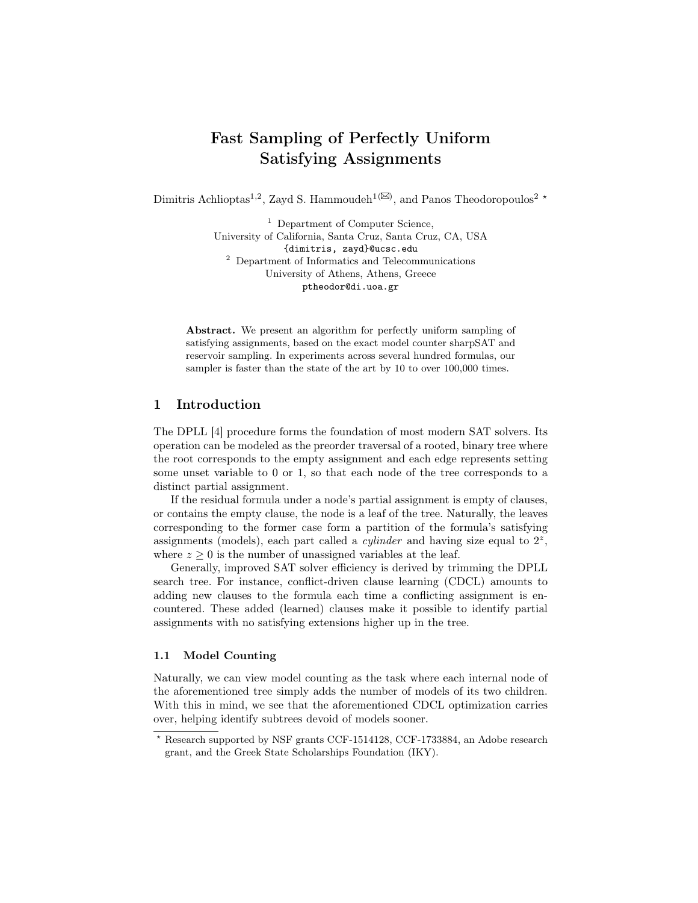# Fast Sampling of Perfectly Uniform Satisfying Assignments

Dimitris Achlioptas[1,2], Zayd S. Hammoudeh[1](✉), and Panos Theodoropoulos[2] *

[1] Department of Computer Science,
University of California, Santa Cruz, Santa Cruz, CA, USA
{dimitris, zayd}@ucsc.edu

[2] Department of Informatics and Telecommunications
University of Athens, Athens, Greece
ptheodor@di.uoa.gr

**Abstract.** We present an algorithm for perfectly uniform sampling of satisfying assignments, based on the exact model counter sharpSAT and reservoir sampling. In experiments across several hundred formulas, our sampler is faster than the state of the art by 10 to over 100,000 times.

## 1 Introduction

The DPLL [4] procedure forms the foundation of most modern SAT solvers. Its operation can be modeled as the preorder traversal of a rooted, binary tree where the root corresponds to the empty assignment and each edge represents setting some unset variable to 0 or 1, so that each node of the tree corresponds to a distinct partial assignment.

If the residual formula under a node's partial assignment is empty of clauses, or contains the empty clause, the node is a leaf of the tree. Naturally, the leaves corresponding to the former case form a partition of the formula's satisfying assignments (models), each part called a *cylinder* and having size equal to $2^z$, where $z \geq 0$ is the number of unassigned variables at the leaf.

Generally, improved SAT solver efficiency is derived by trimming the DPLL search tree. For instance, conflict-driven clause learning (CDCL) amounts to adding new clauses to the formula each time a conflicting assignment is encountered. These added (learned) clauses make it possible to identify partial assignments with no satisfying extensions higher up in the tree.

### 1.1 Model Counting

Naturally, we can view model counting as the task where each internal node of the aforementioned tree simply adds the number of models of its two children. With this in mind, we see that the aforementioned CDCL optimization carries over, helping identify subtrees devoid of models sooner.

* Research supported by NSF grants CCF-1514128, CCF-1733884, an Adobe research grant, and the Greek State Scholarships Foundation (IKY).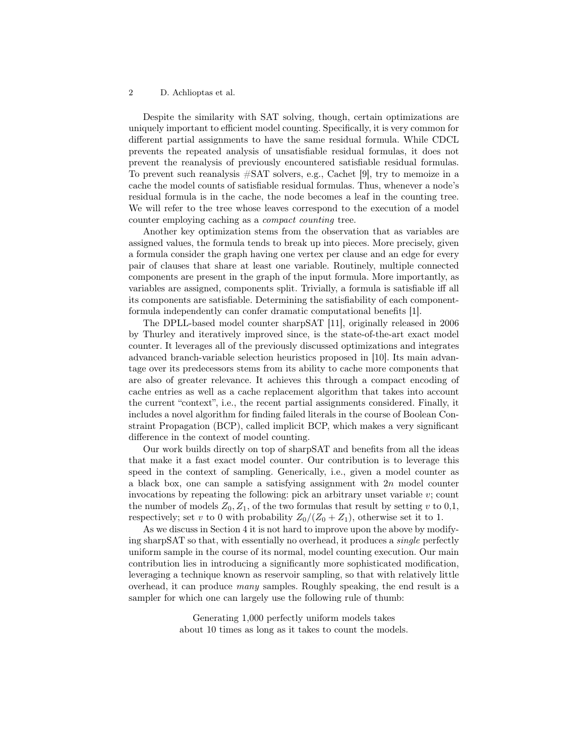Despite the similarity with SAT solving, though, certain optimizations are uniquely important to efficient model counting. Specifically, it is very common for different partial assignments to have the same residual formula. While CDCL prevents the repeated analysis of unsatisfiable residual formulas, it does not prevent the reanalysis of previously encountered satisfiable residual formulas. To prevent such reanalysis #SAT solvers, e.g., Cachet [9], try to memoize in a cache the model counts of satisfiable residual formulas. Thus, whenever a node's residual formula is in the cache, the node becomes a leaf in the counting tree. We will refer to the tree whose leaves correspond to the execution of a model counter employing caching as a *compact counting* tree.

Another key optimization stems from the observation that as variables are assigned values, the formula tends to break up into pieces. More precisely, given a formula consider the graph having one vertex per clause and an edge for every pair of clauses that share at least one variable. Routinely, multiple connected components are present in the graph of the input formula. More importantly, as variables are assigned, components split. Trivially, a formula is satisfiable iff all its components are satisfiable. Determining the satisfiability of each component-formula independently can confer dramatic computational benefits [1].

The DPLL-based model counter sharpSAT [11], originally released in 2006 by Thurley and iteratively improved since, is the state-of-the-art exact model counter. It leverages all of the previously discussed optimizations and integrates advanced branch-variable selection heuristics proposed in [10]. Its main advantage over its predecessors stems from its ability to cache more components that are also of greater relevance. It achieves this through a compact encoding of cache entries as well as a cache replacement algorithm that takes into account the current "context", i.e., the recent partial assignments considered. Finally, it includes a novel algorithm for finding failed literals in the course of Boolean Constraint Propagation (BCP), called implicit BCP, which makes a very significant difference in the context of model counting.

Our work builds directly on top of sharpSAT and benefits from all the ideas that make it a fast exact model counter. Our contribution is to leverage this speed in the context of sampling. Generically, i.e., given a model counter as a black box, one can sample a satisfying assignment with $2n$ model counter invocations by repeating the following: pick an arbitrary unset variable $v$; count the number of models $Z_0, Z_1$, of the two formulas that result by setting $v$ to 0,1, respectively; set $v$ to 0 with probability $Z_0/(Z_0 + Z_1)$, otherwise set it to 1.

As we discuss in Section 4 it is not hard to improve upon the above by modifying sharpSAT so that, with essentially no overhead, it produces a *single* perfectly uniform sample in the course of its normal, model counting execution. Our main contribution lies in introducing a significantly more sophisticated modification, leveraging a technique known as reservoir sampling, so that with relatively little overhead, it can produce *many* samples. Roughly speaking, the end result is a sampler for which one can largely use the following rule of thumb:

Generating 1,000 perfectly uniform models takes
about 10 times as long as it takes to count the models.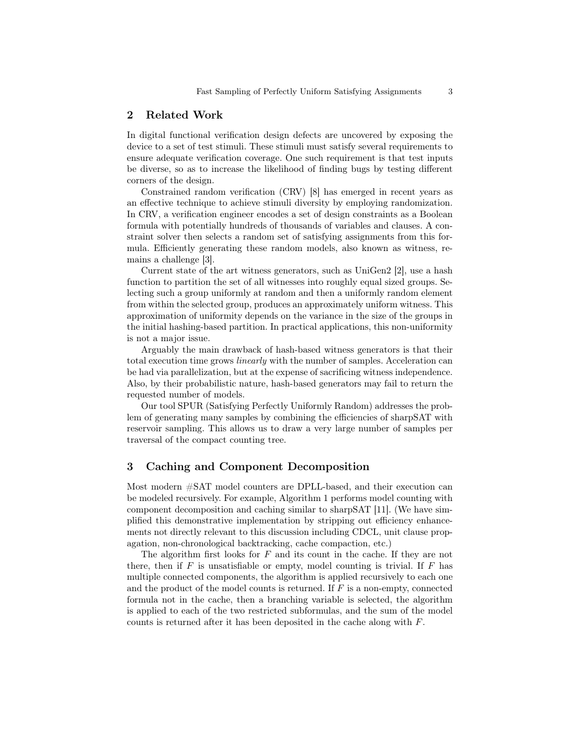## 2 Related Work

In digital functional verification design defects are uncovered by exposing the device to a set of test stimuli. These stimuli must satisfy several requirements to ensure adequate verification coverage. One such requirement is that test inputs be diverse, so as to increase the likelihood of finding bugs by testing different corners of the design.

Constrained random verification (CRV) [8] has emerged in recent years as an effective technique to achieve stimuli diversity by employing randomization. In CRV, a verification engineer encodes a set of design constraints as a Boolean formula with potentially hundreds of thousands of variables and clauses. A constraint solver then selects a random set of satisfying assignments from this formula. Efficiently generating these random models, also known as witness, remains a challenge [3].

Current state of the art witness generators, such as UniGen2 [2], use a hash function to partition the set of all witnesses into roughly equal sized groups. Selecting such a group uniformly at random and then a uniformly random element from within the selected group, produces an approximately uniform witness. This approximation of uniformity depends on the variance in the size of the groups in the initial hashing-based partition. In practical applications, this non-uniformity is not a major issue.

Arguably the main drawback of hash-based witness generators is that their total execution time grows *linearly* with the number of samples. Acceleration can be had via parallelization, but at the expense of sacrificing witness independence. Also, by their probabilistic nature, hash-based generators may fail to return the requested number of models.

Our tool SPUR (Satisfying Perfectly Uniformly Random) addresses the problem of generating many samples by combining the efficiencies of sharpSAT with reservoir sampling. This allows us to draw a very large number of samples per traversal of the compact counting tree.

## 3 Caching and Component Decomposition

Most modern #SAT model counters are DPLL-based, and their execution can be modeled recursively. For example, Algorithm 1 performs model counting with component decomposition and caching similar to sharpSAT [11]. (We have simplified this demonstrative implementation by stripping out efficiency enhancements not directly relevant to this discussion including CDCL, unit clause propagation, non-chronological backtracking, cache compaction, etc.)

The algorithm first looks for $F$ and its count in the cache. If they are not there, then if $F$ is unsatisfiable or empty, model counting is trivial. If $F$ has multiple connected components, the algorithm is applied recursively to each one and the product of the model counts is returned. If $F$ is a non-empty, connected formula not in the cache, then a branching variable is selected, the algorithm is applied to each of the two restricted subformulas, and the sum of the model counts is returned after it has been deposited in the cache along with $F$.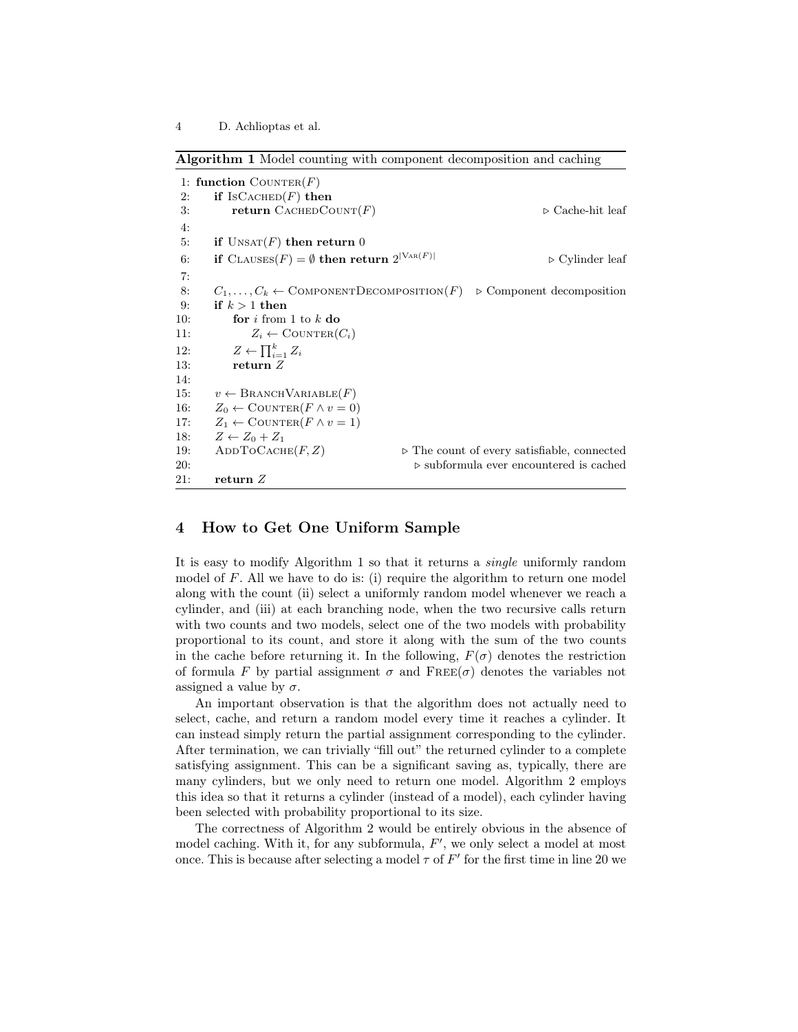**Algorithm 1** Model counting with component decomposition and caching

```
 1: function Counter(F)
 2:     if IsCached(F) then
 3:         return CachedCount(F)                          ▷ Cache-hit leaf
 4:
 5:     if Unsat(F) then return 0
 6:     if Clauses(F) = ∅ then return 2^|Var(F)|           ▷ Cylinder leaf
 7:
 8:     C_1, ..., C_k ← ComponentDecomposition(F)          ▷ Component decomposition
 9:     if k > 1 then
10:         for i from 1 to k do
11:             Z_i ← Counter(C_i)
12:         Z ← ∏_{i=1}^{k} Z_i
13:         return Z
14:
15:     v ← BranchVariable(F)
16:     Z_0 ← Counter(F ∧ v = 0)
17:     Z_1 ← Counter(F ∧ v = 1)
18:     Z ← Z_0 + Z_1
19:     AddToCache(F, Z)                  ▷ The count of every satisfiable, connected
20:                                       ▷ subformula ever encountered is cached
21:     return Z
```

## 4 How to Get One Uniform Sample

It is easy to modify Algorithm 1 so that it returns a *single* uniformly random model of $F$. All we have to do is: (i) require the algorithm to return one model along with the count (ii) select a uniformly random model whenever we reach a cylinder, and (iii) at each branching node, when the two recursive calls return with two counts and two models, select one of the two models with probability proportional to its count, and store it along with the sum of the two counts in the cache before returning it. In the following, $F(\sigma)$ denotes the restriction of formula $F$ by partial assignment $\sigma$ and $\text{Free}(\sigma)$ denotes the variables not assigned a value by $\sigma$.

An important observation is that the algorithm does not actually need to select, cache, and return a random model every time it reaches a cylinder. It can instead simply return the partial assignment corresponding to the cylinder. After termination, we can trivially "fill out" the returned cylinder to a complete satisfying assignment. This can be a significant saving as, typically, there are many cylinders, but we only need to return one model. Algorithm 2 employs this idea so that it returns a cylinder (instead of a model), each cylinder having been selected with probability proportional to its size.

The correctness of Algorithm 2 would be entirely obvious in the absence of model caching. With it, for any subformula, $F'$, we only select a model at most once. This is because after selecting a model $\tau$ of $F'$ for the first time in line 20 we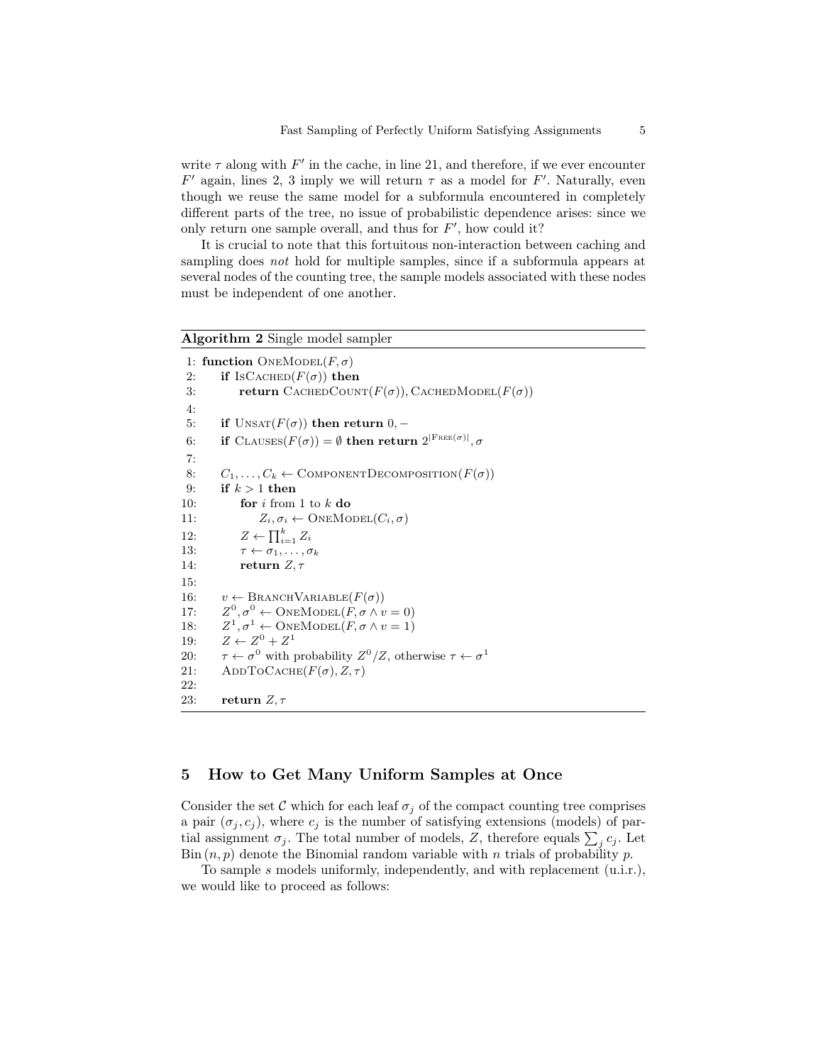write $\tau$ along with $F'$ in the cache, in line 21, and therefore, if we ever encounter $F'$ again, lines 2, 3 imply we will return $\tau$ as a model for $F'$. Naturally, even though we reuse the same model for a subformula encountered in completely different parts of the tree, no issue of probabilistic dependence arises: since we only return one sample overall, and thus for $F'$, how could it?

It is crucial to note that this fortuitous non-interaction between caching and sampling does *not* hold for multiple samples, since if a subformula appears at several nodes of the counting tree, the sample models associated with these nodes must be independent of one another.

**Algorithm 2** Single model sampler

```
 1: function OneModel(F, σ)
 2:     if IsCached(F(σ)) then
 3:         return CachedCount(F(σ)), CachedModel(F(σ))
 4:
 5:     if Unsat(F(σ)) then return 0, −
 6:     if Clauses(F(σ)) = ∅ then return 2^|Free(σ)|, σ
 7:
 8:     C_1, ..., C_k ← ComponentDecomposition(F(σ))
 9:     if k > 1 then
10:         for i from 1 to k do
11:             Z_i, σ_i ← OneModel(C_i, σ)
12:         Z ← ∏_{i=1}^{k} Z_i
13:         τ ← σ_1, ..., σ_k
14:         return Z, τ
15:
16:     v ← BranchVariable(F(σ))
17:     Z^0, σ^0 ← OneModel(F, σ ∧ v = 0)
18:     Z^1, σ^1 ← OneModel(F, σ ∧ v = 1)
19:     Z ← Z^0 + Z^1
20:     τ ← σ^0 with probability Z^0/Z, otherwise τ ← σ^1
21:     AddToCache(F(σ), Z, τ)
22:
23:     return Z, τ
```

## 5 How to Get Many Uniform Samples at Once

Consider the set $\mathcal{C}$ which for each leaf $\sigma_j$ of the compact counting tree comprises a pair $(\sigma_j, c_j)$, where $c_j$ is the number of satisfying extensions (models) of partial assignment $\sigma_j$. The total number of models, $Z$, therefore equals $\sum_j c_j$. Let $\mathrm{Bin}(n, p)$ denote the Binomial random variable with $n$ trials of probability $p$.

To sample $s$ models uniformly, independently, and with replacement (u.i.r.), we would like to proceed as follows: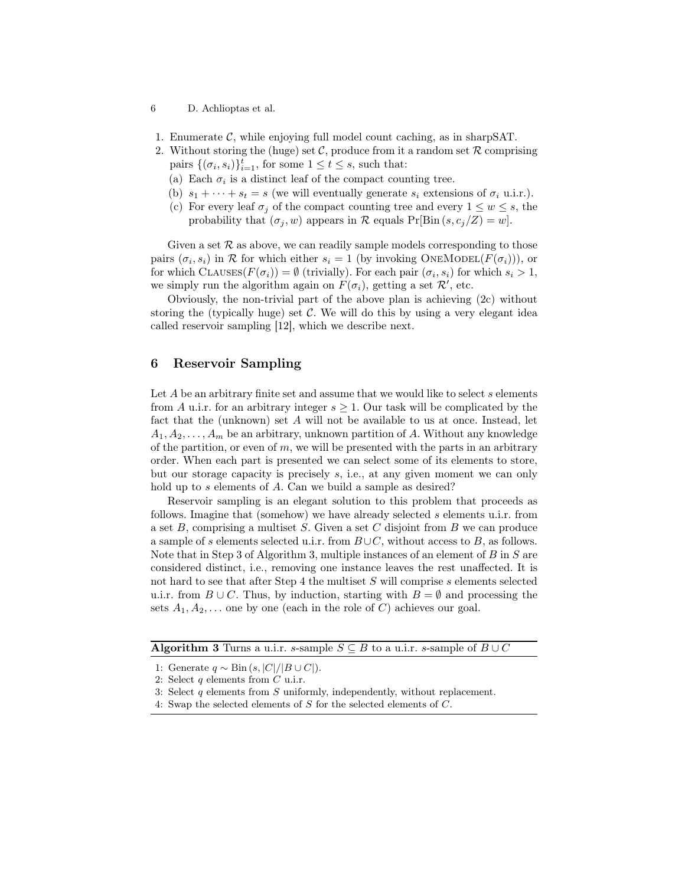1. Enumerate $\mathcal{C}$, while enjoying full model count caching, as in sharpSAT.
2. Without storing the (huge) set $\mathcal{C}$, produce from it a random set $\mathcal{R}$ comprising pairs $\{(\sigma_i, s_i)\}_{i=1}^{t}$, for some $1 \le t \le s$, such that:
   (a) Each $\sigma_i$ is a distinct leaf of the compact counting tree.
   (b) $s_1 + \cdots + s_t = s$ (we will eventually generate $s_i$ extensions of $\sigma_i$ u.i.r.).
   (c) For every leaf $\sigma_j$ of the compact counting tree and every $1 \le w \le s$, the probability that $(\sigma_j, w)$ appears in $\mathcal{R}$ equals $\Pr[\text{Bin}(s, c_j/Z) = w]$.

Given a set $\mathcal{R}$ as above, we can readily sample models corresponding to those pairs $(\sigma_i, s_i)$ in $\mathcal{R}$ for which either $s_i = 1$ (by invoking $\textsc{OneModel}(F(\sigma_i))$), or for which $\textsc{Clauses}(F(\sigma_i)) = \emptyset$ (trivially). For each pair $(\sigma_i, s_i)$ for which $s_i > 1$, we simply run the algorithm again on $F(\sigma_i)$, getting a set $\mathcal{R}'$, etc.

Obviously, the non-trivial part of the above plan is achieving (2c) without storing the (typically huge) set $\mathcal{C}$. We will do this by using a very elegant idea called reservoir sampling [12], which we describe next.

## 6 Reservoir Sampling

Let $A$ be an arbitrary finite set and assume that we would like to select $s$ elements from $A$ u.i.r. for an arbitrary integer $s \ge 1$. Our task will be complicated by the fact that the (unknown) set $A$ will not be available to us at once. Instead, let $A_1, A_2, \ldots, A_m$ be an arbitrary, unknown partition of $A$. Without any knowledge of the partition, or even of $m$, we will be presented with the parts in an arbitrary order. When each part is presented we can select some of its elements to store, but our storage capacity is precisely $s$, i.e., at any given moment we can only hold up to $s$ elements of $A$. Can we build a sample as desired?

Reservoir sampling is an elegant solution to this problem that proceeds as follows. Imagine that (somehow) we have already selected $s$ elements u.i.r. from a set $B$, comprising a multiset $S$. Given a set $C$ disjoint from $B$ we can produce a sample of $s$ elements selected u.i.r. from $B \cup C$, without access to $B$, as follows. Note that in Step 3 of Algorithm 3, multiple instances of an element of $B$ in $S$ are considered distinct, i.e., removing one instance leaves the rest unaffected. It is not hard to see that after Step 4 the multiset $S$ will comprise $s$ elements selected u.i.r. from $B \cup C$. Thus, by induction, starting with $B = \emptyset$ and processing the sets $A_1, A_2, \ldots$ one by one (each in the role of $C$) achieves our goal.

**Algorithm 3** Turns a u.i.r. $s$-sample $S \subseteq B$ to a u.i.r. $s$-sample of $B \cup C$

1: Generate $q \sim \text{Bin}(s, |C|/|B \cup C|)$.
2: Select $q$ elements from $C$ u.i.r.
3: Select $q$ elements from $S$ uniformly, independently, without replacement.
4: Swap the selected elements of $S$ for the selected elements of $C$.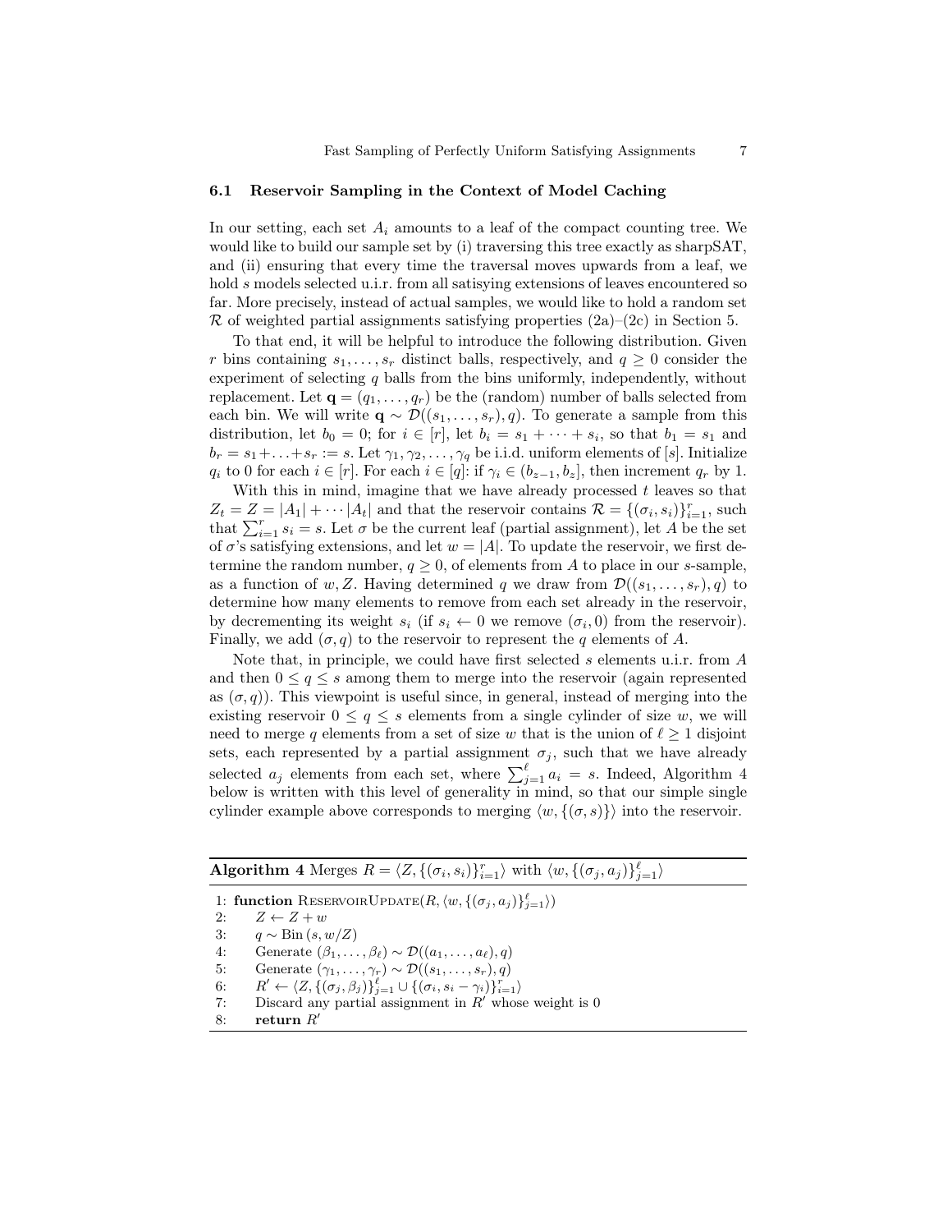### 6.1 Reservoir Sampling in the Context of Model Caching

In our setting, each set $A_i$ amounts to a leaf of the compact counting tree. We would like to build our sample set by (i) traversing this tree exactly as sharpSAT, and (ii) ensuring that every time the traversal moves upwards from a leaf, we hold $s$ models selected u.i.r. from all satisying extensions of leaves encountered so far. More precisely, instead of actual samples, we would like to hold a random set $\mathcal{R}$ of weighted partial assignments satisfying properties (2a)–(2c) in Section 5.

To that end, it will be helpful to introduce the following distribution. Given $r$ bins containing $s_1, \ldots, s_r$ distinct balls, respectively, and $q \geq 0$ consider the experiment of selecting $q$ balls from the bins uniformly, independently, without replacement. Let $\mathbf{q} = (q_1, \ldots, q_r)$ be the (random) number of balls selected from each bin. We will write $\mathbf{q} \sim \mathcal{D}((s_1, \ldots, s_r), q)$. To generate a sample from this distribution, let $b_0 = 0$; for $i \in [r]$, let $b_i = s_1 + \cdots + s_i$, so that $b_1 = s_1$ and $b_r = s_1 + \ldots + s_r := s$. Let $\gamma_1, \gamma_2, \ldots, \gamma_q$ be i.i.d. uniform elements of $[s]$. Initialize $q_i$ to 0 for each $i \in [r]$. For each $i \in [q]$: if $\gamma_i \in (b_{z-1}, b_z]$, then increment $q_r$ by 1.

With this in mind, imagine that we have already processed $t$ leaves so that $Z_t = Z = |A_1| + \cdots |A_t|$ and that the reservoir contains $\mathcal{R} = \{(\sigma_i, s_i)\}_{i=1}^{r}$, such that $\sum_{i=1}^{r} s_i = s$. Let $\sigma$ be the current leaf (partial assignment), let $A$ be the set of $\sigma$'s satisfying extensions, and let $w = |A|$. To update the reservoir, we first determine the random number, $q \geq 0$, of elements from $A$ to place in our $s$-sample, as a function of $w, Z$. Having determined $q$ we draw from $\mathcal{D}((s_1, \ldots, s_r), q)$ to determine how many elements to remove from each set already in the reservoir, by decrementing its weight $s_i$ (if $s_i \leftarrow 0$ we remove $(\sigma_i, 0)$ from the reservoir). Finally, we add $(\sigma, q)$ to the reservoir to represent the $q$ elements of $A$.

Note that, in principle, we could have first selected $s$ elements u.i.r. from $A$ and then $0 \leq q \leq s$ among them to merge into the reservoir (again represented as $(\sigma, q)$). This viewpoint is useful since, in general, instead of merging into the existing reservoir $0 \leq q \leq s$ elements from a single cylinder of size $w$, we will need to merge $q$ elements from a set of size $w$ that is the union of $\ell \geq 1$ disjoint sets, each represented by a partial assignment $\sigma_j$, such that we have already selected $a_j$ elements from each set, where $\sum_{j=1}^{\ell} a_i = s$. Indeed, Algorithm 4 below is written with this level of generality in mind, so that our simple single cylinder example above corresponds to merging $\langle w, \{(\sigma, s)\}\rangle$ into the reservoir.

**Algorithm 4** Merges $R = \langle Z, \{(\sigma_i, s_i)\}_{i=1}^{r}\rangle$ with $\langle w, \{(\sigma_j, a_j)\}_{j=1}^{\ell}\rangle$

```
1: function ReservoirUpdate(R, ⟨w, {(σ_j, a_j)}_{j=1}^ℓ⟩)
2:     Z ← Z + w
3:     q ∼ Bin(s, w/Z)
4:     Generate (β_1, ..., β_ℓ) ∼ D((a_1, ..., a_ℓ), q)
5:     Generate (γ_1, ..., γ_r) ∼ D((s_1, ..., s_r), q)
6:     R' ← ⟨Z, {(σ_j, β_j)}_{j=1}^ℓ ∪ {(σ_i, s_i − γ_i)}_{i=1}^r⟩
7:     Discard any partial assignment in R' whose weight is 0
8:     return R'
```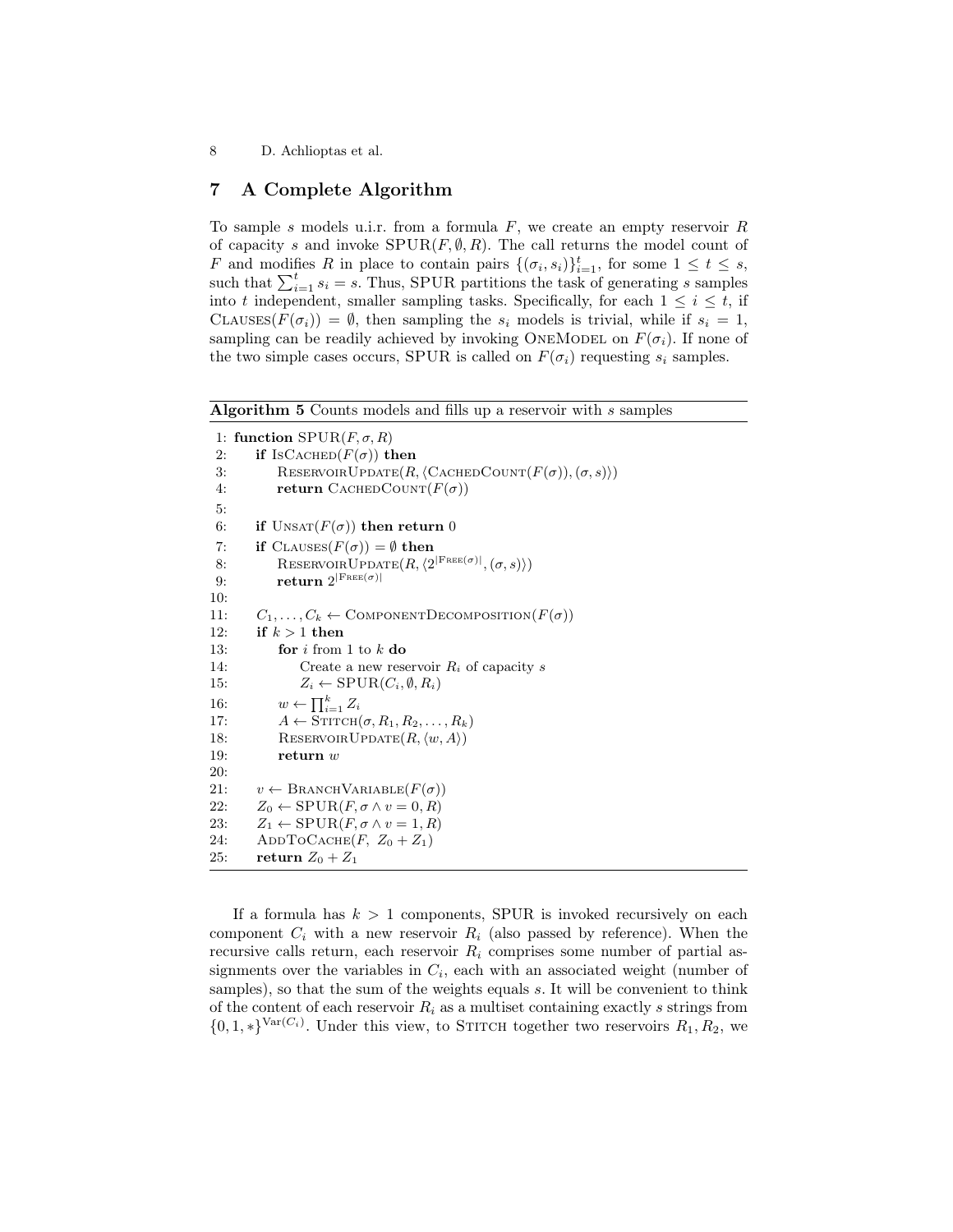## 7 A Complete Algorithm

To sample $s$ models u.i.r. from a formula $F$, we create an empty reservoir $R$ of capacity $s$ and invoke $\text{SPUR}(F, \emptyset, R)$. The call returns the model count of $F$ and modifies $R$ in place to contain pairs $\{(\sigma_i, s_i)\}_{i=1}^{t}$, for some $1 \leq t \leq s$, such that $\sum_{i=1}^{t} s_i = s$. Thus, SPUR partitions the task of generating $s$ samples into $t$ independent, smaller sampling tasks. Specifically, for each $1 \leq i \leq t$, if $\text{Clauses}(F(\sigma_i)) = \emptyset$, then sampling the $s_i$ models is trivial, while if $s_i = 1$, sampling can be readily achieved by invoking OneModel on $F(\sigma_i)$. If none of the two simple cases occurs, SPUR is called on $F(\sigma_i)$ requesting $s_i$ samples.

**Algorithm 5** Counts models and fills up a reservoir with $s$ samples

```
1: function SPUR(F, σ, R)
2:     if IsCached(F(σ)) then
3:         ReservoirUpdate(R, ⟨CachedCount(F(σ)), (σ, s)⟩)
4:         return CachedCount(F(σ))
5:
6:     if Unsat(F(σ)) then return 0
7:     if Clauses(F(σ)) = ∅ then
8:         ReservoirUpdate(R, ⟨2^|Free(σ)|, (σ, s)⟩)
9:         return 2^|Free(σ)|
10:
11:    C_1, ..., C_k ← ComponentDecomposition(F(σ))
12:    if k > 1 then
13:        for i from 1 to k do
14:            Create a new reservoir R_i of capacity s
15:            Z_i ← SPUR(C_i, ∅, R_i)
16:        w ← ∏_{i=1}^{k} Z_i
17:        A ← Stitch(σ, R_1, R_2, ..., R_k)
18:        ReservoirUpdate(R, ⟨w, A⟩)
19:        return w
20:
21:    v ← BranchVariable(F(σ))
22:    Z_0 ← SPUR(F, σ ∧ v = 0, R)
23:    Z_1 ← SPUR(F, σ ∧ v = 1, R)
24:    AddToCache(F, Z_0 + Z_1)
25:    return Z_0 + Z_1
```

If a formula has $k > 1$ components, SPUR is invoked recursively on each component $C_i$ with a new reservoir $R_i$ (also passed by reference). When the recursive calls return, each reservoir $R_i$ comprises some number of partial assignments over the variables in $C_i$, each with an associated weight (number of samples), so that the sum of the weights equals $s$. It will be convenient to think of the content of each reservoir $R_i$ as a multiset containing exactly $s$ strings from $\{0, 1, *\}^{\text{Var}(C_i)}$. Under this view, to Stitch together two reservoirs $R_1, R_2$, we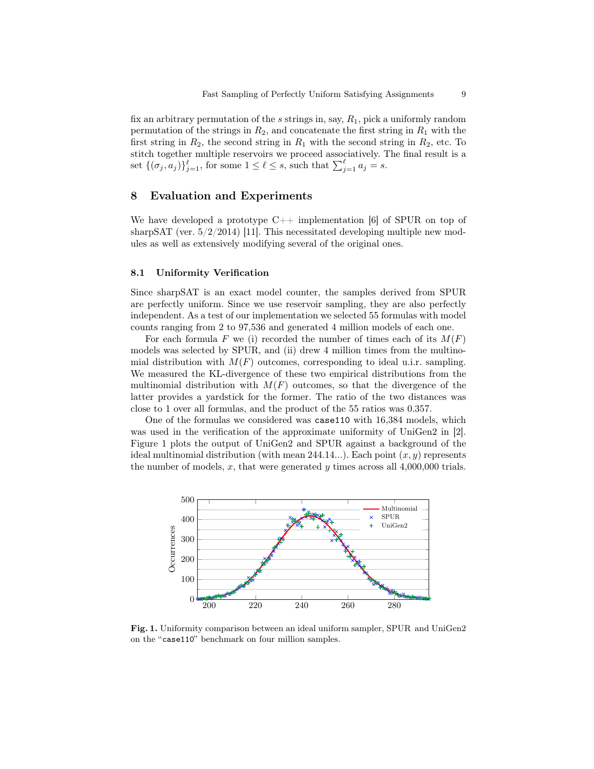fix an arbitrary permutation of the $s$ strings in, say, $R_1$, pick a uniformly random permutation of the strings in $R_2$, and concatenate the first string in $R_1$ with the first string in $R_2$, the second string in $R_1$ with the second string in $R_2$, etc. To stitch together multiple reservoirs we proceed associatively. The final result is a set $\{(\sigma_j, a_j)\}_{j=1}^{\ell}$, for some $1 \leq \ell \leq s$, such that $\sum_{j=1}^{\ell} a_j = s$.

## 8 Evaluation and Experiments

We have developed a prototype C++ implementation [6] of SPUR on top of sharpSAT (ver. 5/2/2014) [11]. This necessitated developing multiple new modules as well as extensively modifying several of the original ones.

### 8.1 Uniformity Verification

Since sharpSAT is an exact model counter, the samples derived from SPUR are perfectly uniform. Since we use reservoir sampling, they are also perfectly independent. As a test of our implementation we selected 55 formulas with model counts ranging from 2 to 97,536 and generated 4 million models of each one.

For each formula $F$ we (i) recorded the number of times each of its $M(F)$ models was selected by SPUR, and (ii) drew 4 million times from the multinomial distribution with $M(F)$ outcomes, corresponding to ideal u.i.r. sampling. We measured the KL-divergence of these two empirical distributions from the multinomial distribution with $M(F)$ outcomes, so that the divergence of the latter provides a yardstick for the former. The ratio of the two distances was close to 1 over all formulas, and the product of the 55 ratios was 0.357.

One of the formulas we considered was `case110` with 16,384 models, which was used in the verification of the approximate uniformity of UniGen2 in [2]. Figure 1 plots the output of UniGen2 and SPUR against a background of the ideal multinomial distribution (with mean 244.14...). Each point $(x, y)$ represents the number of models, $x$, that were generated $y$ times across all 4,000,000 trials.

**Fig. 1.** Uniformity comparison between an ideal uniform sampler, SPUR and UniGen2 on the "`case110`" benchmark on four million samples.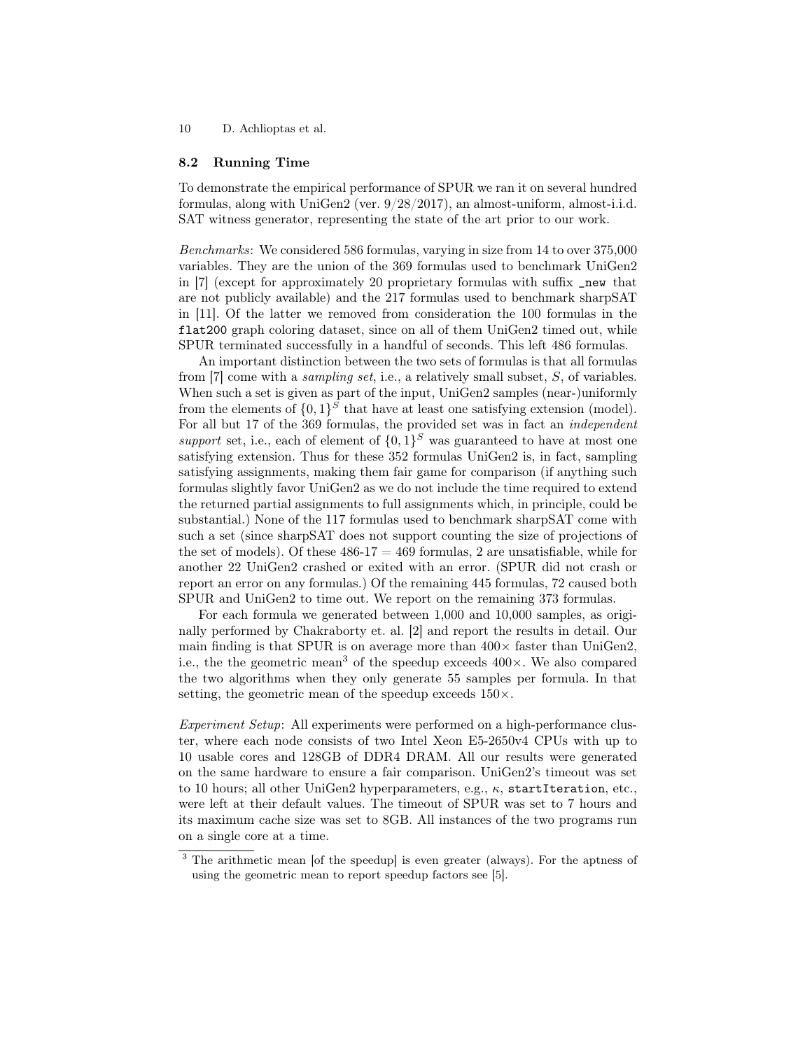### 8.2 Running Time

To demonstrate the empirical performance of SPUR we ran it on several hundred formulas, along with UniGen2 (ver. 9/28/2017), an almost-uniform, almost-i.i.d. SAT witness generator, representing the state of the art prior to our work.

*Benchmarks*: We considered 586 formulas, varying in size from 14 to over 375,000 variables. They are the union of the 369 formulas used to benchmark UniGen2 in [7] (except for approximately 20 proprietary formulas with suffix `_new` that are not publicly available) and the 217 formulas used to benchmark sharpSAT in [11]. Of the latter we removed from consideration the 100 formulas in the `flat200` graph coloring dataset, since on all of them UniGen2 timed out, while SPUR terminated successfully in a handful of seconds. This left 486 formulas.

An important distinction between the two sets of formulas is that all formulas from [7] come with a *sampling set*, i.e., a relatively small subset, $S$, of variables. When such a set is given as part of the input, UniGen2 samples (near-)uniformly from the elements of $\{0,1\}^S$ that have at least one satisfying extension (model). For all but 17 of the 369 formulas, the provided set was in fact an *independent support* set, i.e., each of element of $\{0,1\}^S$ was guaranteed to have at most one satisfying extension. Thus for these 352 formulas UniGen2 is, in fact, sampling satisfying assignments, making them fair game for comparison (if anything such formulas slightly favor UniGen2 as we do not include the time required to extend the returned partial assignments to full assignments which, in principle, could be substantial.) None of the 117 formulas used to benchmark sharpSAT come with such a set (since sharpSAT does not support counting the size of projections of the set of models). Of these 486-17 = 469 formulas, 2 are unsatisfiable, while for another 22 UniGen2 crashed or exited with an error. (SPUR did not crash or report an error on any formulas.) Of the remaining 445 formulas, 72 caused both SPUR and UniGen2 to time out. We report on the remaining 373 formulas.

For each formula we generated between 1,000 and 10,000 samples, as originally performed by Chakraborty et. al. [2] and report the results in detail. Our main finding is that SPUR is on average more than 400× faster than UniGen2, i.e., the the geometric mean[3] of the speedup exceeds 400×. We also compared the two algorithms when they only generate 55 samples per formula. In that setting, the geometric mean of the speedup exceeds 150×.

*Experiment Setup*: All experiments were performed on a high-performance cluster, where each node consists of two Intel Xeon E5-2650v4 CPUs with up to 10 usable cores and 128GB of DDR4 DRAM. All our results were generated on the same hardware to ensure a fair comparison. UniGen2's timeout was set to 10 hours; all other UniGen2 hyperparameters, e.g., $\kappa$, `startIteration`, etc., were left at their default values. The timeout of SPUR was set to 7 hours and its maximum cache size was set to 8GB. All instances of the two programs run on a single core at a time.

[3] The arithmetic mean [of the speedup] is even greater (always). For the aptness of using the geometric mean to report speedup factors see [5].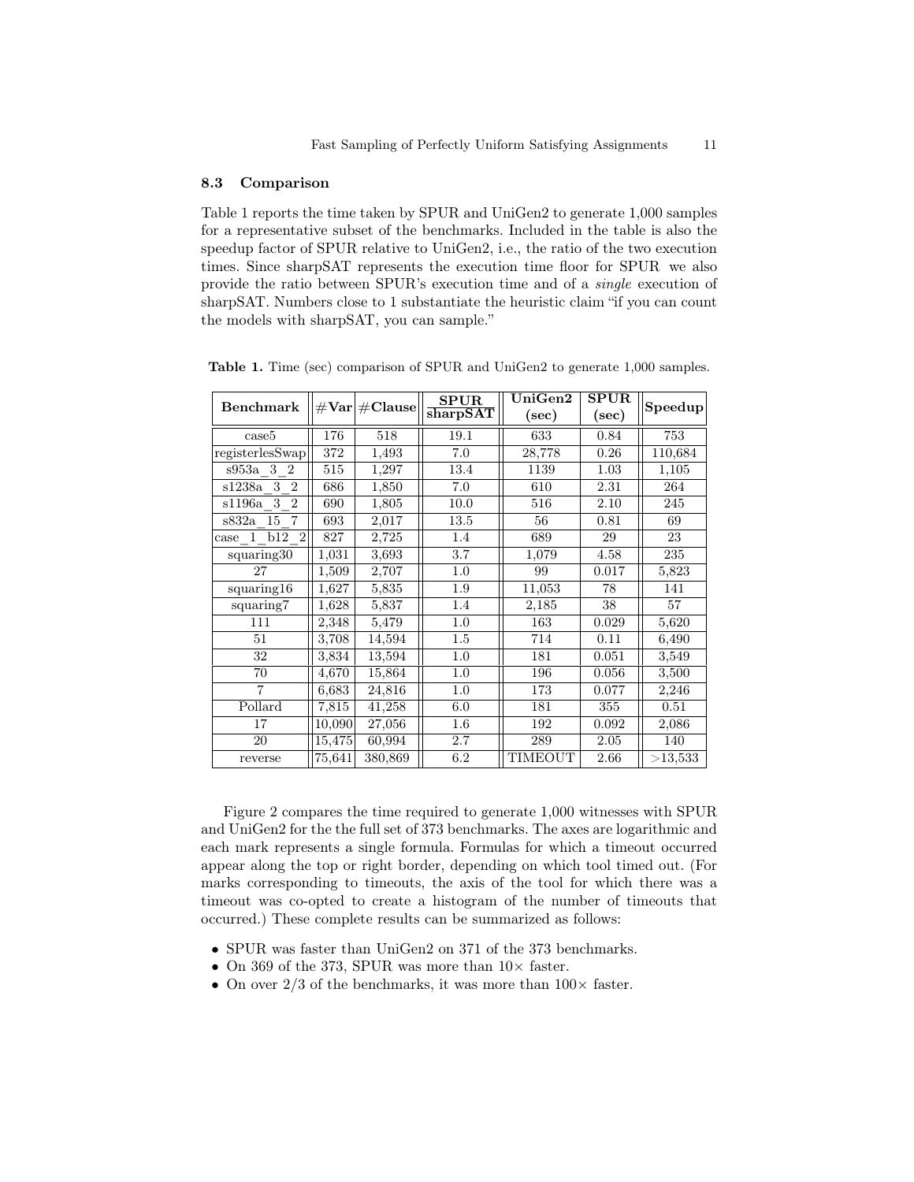### 8.3 Comparison

Table 1 reports the time taken by SPUR and UniGen2 to generate 1,000 samples for a representative subset of the benchmarks. Included in the table is also the speedup factor of SPUR relative to UniGen2, i.e., the ratio of the two execution times. Since sharpSAT represents the execution time floor for SPUR we also provide the ratio between SPUR's execution time and of a *single* execution of sharpSAT. Numbers close to 1 substantiate the heuristic claim "if you can count the models with sharpSAT, you can sample."

**Table 1.** Time (sec) comparison of SPUR and UniGen2 to generate 1,000 samples.

| Benchmark | #Var | #Clause | SPUR / sharpSAT | UniGen2 (sec) | SPUR (sec) | Speedup |
|---|---|---|---|---|---|---|
| case5 | 176 | 518 | 19.1 | 633 | 0.84 | 753 |
| registerlesSwap | 372 | 1,493 | 7.0 | 28,778 | 0.26 | 110,684 |
| s953a_3_2 | 515 | 1,297 | 13.4 | 1139 | 1.03 | 1,105 |
| s1238a_3_2 | 686 | 1,850 | 7.0 | 610 | 2.31 | 264 |
| s1196a_3_2 | 690 | 1,805 | 10.0 | 516 | 2.10 | 245 |
| s832a_15_7 | 693 | 2,017 | 13.5 | 56 | 0.81 | 69 |
| case_1_b12_2 | 827 | 2,725 | 1.4 | 689 | 29 | 23 |
| squaring30 | 1,031 | 3,693 | 3.7 | 1,079 | 4.58 | 235 |
| 27 | 1,509 | 2,707 | 1.0 | 99 | 0.017 | 5,823 |
| squaring16 | 1,627 | 5,835 | 1.9 | 11,053 | 78 | 141 |
| squaring7 | 1,628 | 5,837 | 1.4 | 2,185 | 38 | 57 |
| 111 | 2,348 | 5,479 | 1.0 | 163 | 0.029 | 5,620 |
| 51 | 3,708 | 14,594 | 1.5 | 714 | 0.11 | 6,490 |
| 32 | 3,834 | 13,594 | 1.0 | 181 | 0.051 | 3,549 |
| 70 | 4,670 | 15,864 | 1.0 | 196 | 0.056 | 3,500 |
| 7 | 6,683 | 24,816 | 1.0 | 173 | 0.077 | 2,246 |
| Pollard | 7,815 | 41,258 | 6.0 | 181 | 355 | 0.51 |
| 17 | 10,090 | 27,056 | 1.6 | 192 | 0.092 | 2,086 |
| 20 | 15,475 | 60,994 | 2.7 | 289 | 2.05 | 140 |
| reverse | 75,641 | 380,869 | 6.2 | TIMEOUT | 2.66 | >13,533 |

Figure 2 compares the time required to generate 1,000 witnesses with SPUR and UniGen2 for the the full set of 373 benchmarks. The axes are logarithmic and each mark represents a single formula. Formulas for which a timeout occurred appear along the top or right border, depending on which tool timed out. (For marks corresponding to timeouts, the axis of the tool for which there was a timeout was co-opted to create a histogram of the number of timeouts that occurred.) These complete results can be summarized as follows:

- SPUR was faster than UniGen2 on 371 of the 373 benchmarks.
- On 369 of the 373, SPUR was more than 10× faster.
- On over 2/3 of the benchmarks, it was more than 100× faster.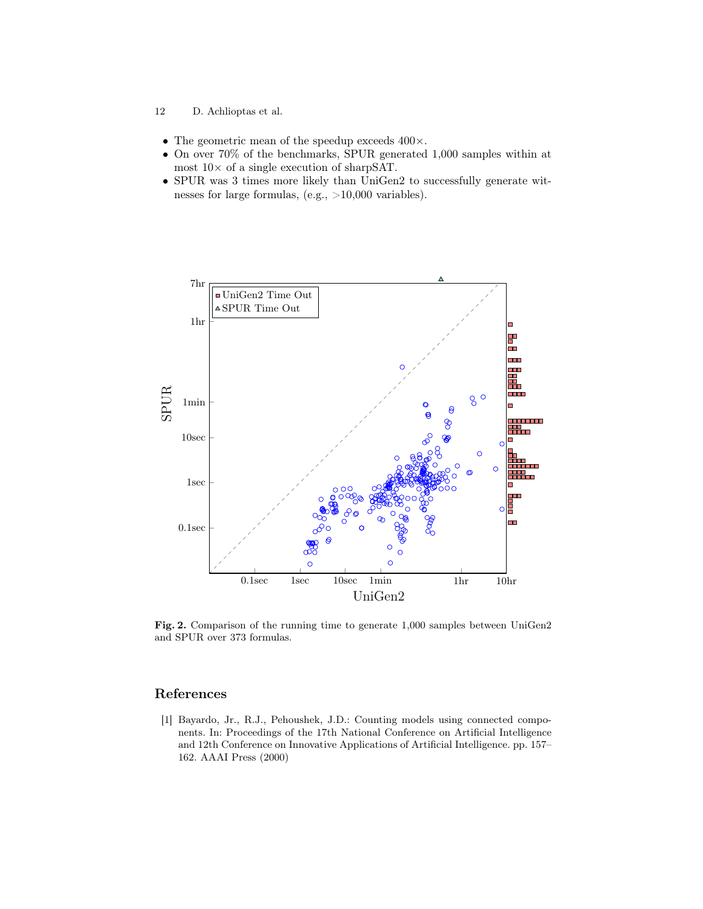- The geometric mean of the speedup exceeds 400×.
- On over 70% of the benchmarks, SPUR generated 1,000 samples within at most 10× of a single execution of sharpSAT.
- SPUR was 3 times more likely than UniGen2 to successfully generate witnesses for large formulas, (e.g., >10,000 variables).

**Fig. 2.** Comparison of the running time to generate 1,000 samples between UniGen2 and SPUR over 373 formulas.

## References

[1] Bayardo, Jr., R.J., Pehoushek, J.D.: Counting models using connected components. In: Proceedings of the 17th National Conference on Artificial Intelligence and 12th Conference on Innovative Applications of Artificial Intelligence. pp. 157–162. AAAI Press (2000)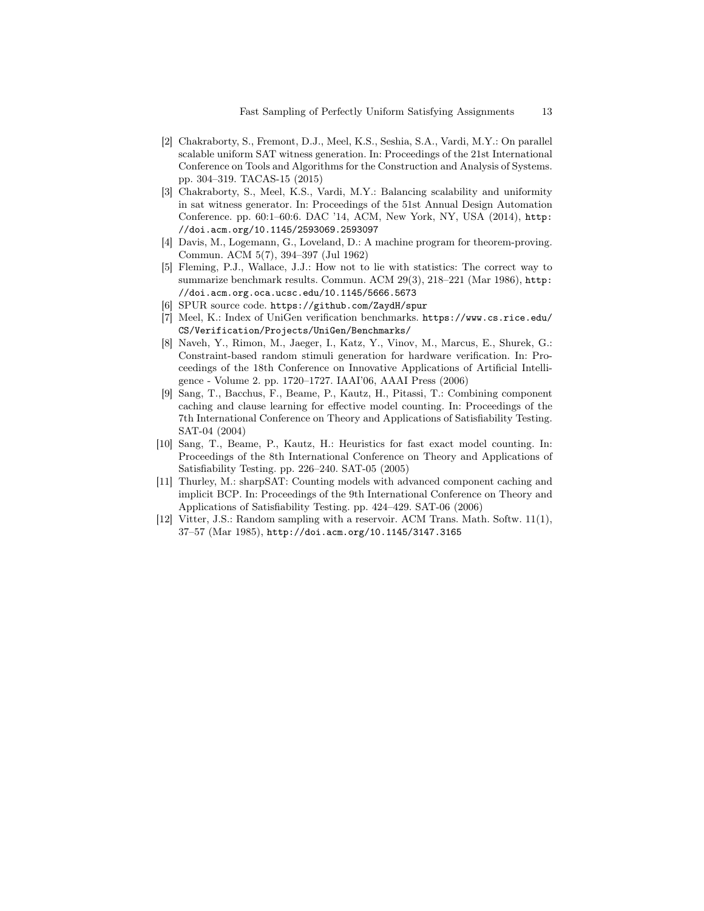[2] Chakraborty, S., Fremont, D.J., Meel, K.S., Seshia, S.A., Vardi, M.Y.: On parallel scalable uniform SAT witness generation. In: Proceedings of the 21st International Conference on Tools and Algorithms for the Construction and Analysis of Systems. pp. 304–319. TACAS-15 (2015)

[3] Chakraborty, S., Meel, K.S., Vardi, M.Y.: Balancing scalability and uniformity in sat witness generator. In: Proceedings of the 51st Annual Design Automation Conference. pp. 60:1–60:6. DAC '14, ACM, New York, NY, USA (2014), `http://doi.acm.org/10.1145/2593069.2593097`

[4] Davis, M., Logemann, G., Loveland, D.: A machine program for theorem-proving. Commun. ACM 5(7), 394–397 (Jul 1962)

[5] Fleming, P.J., Wallace, J.J.: How not to lie with statistics: The correct way to summarize benchmark results. Commun. ACM 29(3), 218–221 (Mar 1986), `http://doi.acm.org.oca.ucsc.edu/10.1145/5666.5673`

[6] SPUR source code. `https://github.com/ZaydH/spur`

[7] Meel, K.: Index of UniGen verification benchmarks. `https://www.cs.rice.edu/CS/Verification/Projects/UniGen/Benchmarks/`

[8] Naveh, Y., Rimon, M., Jaeger, I., Katz, Y., Vinov, M., Marcus, E., Shurek, G.: Constraint-based random stimuli generation for hardware verification. In: Proceedings of the 18th Conference on Innovative Applications of Artificial Intelligence - Volume 2. pp. 1720–1727. IAAI'06, AAAI Press (2006)

[9] Sang, T., Bacchus, F., Beame, P., Kautz, H., Pitassi, T.: Combining component caching and clause learning for effective model counting. In: Proceedings of the 7th International Conference on Theory and Applications of Satisfiability Testing. SAT-04 (2004)

[10] Sang, T., Beame, P., Kautz, H.: Heuristics for fast exact model counting. In: Proceedings of the 8th International Conference on Theory and Applications of Satisfiability Testing. pp. 226–240. SAT-05 (2005)

[11] Thurley, M.: sharpSAT: Counting models with advanced component caching and implicit BCP. In: Proceedings of the 9th International Conference on Theory and Applications of Satisfiability Testing. pp. 424–429. SAT-06 (2006)

[12] Vitter, J.S.: Random sampling with a reservoir. ACM Trans. Math. Softw. 11(1), 37–57 (Mar 1985), `http://doi.acm.org/10.1145/3147.3165`